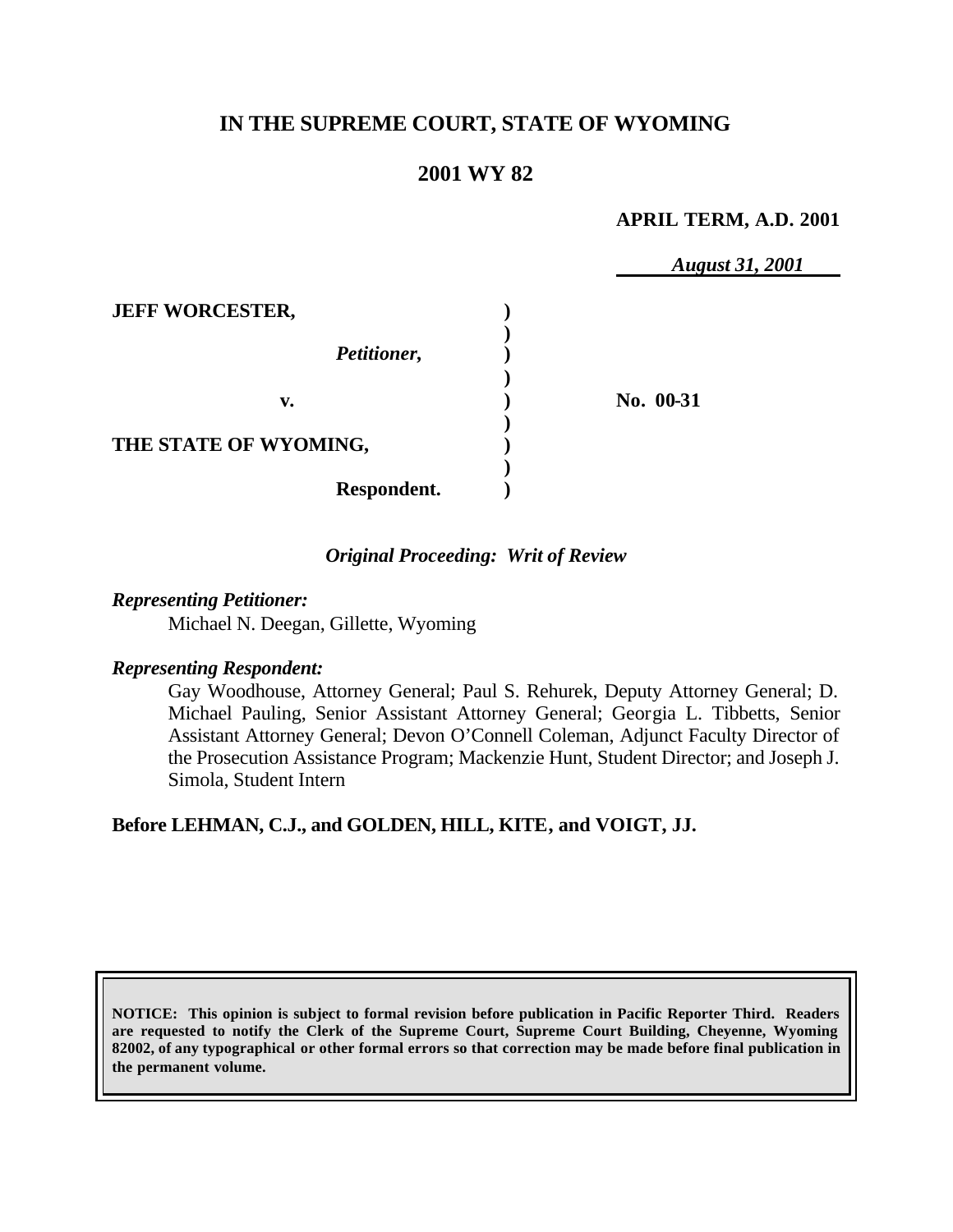# IN THE SUPREME COURT, STATE OF WYOMING

## 2001 WY 82

**APRIL TERM, A.D. 2001**

*August 31, 2001*

| | | |
|---|---|---|
| **JEFF WORCESTER,** | ) | |
| | ) | |
| *Petitioner,* | ) | |
| | ) | |
| **v.** | ) | **No. 00-31** |
| | ) | |
| **THE STATE OF WYOMING,** | ) | |
| | ) | |
| **Respondent.** | ) | |

*Original Proceeding: Writ of Review*

*Representing Petitioner:*

Michael N. Deegan, Gillette, Wyoming

*Representing Respondent:*

Gay Woodhouse, Attorney General; Paul S. Rehurek, Deputy Attorney General; D. Michael Pauling, Senior Assistant Attorney General; Georgia L. Tibbetts, Senior Assistant Attorney General; Devon O'Connell Coleman, Adjunct Faculty Director of the Prosecution Assistance Program; Mackenzie Hunt, Student Director; and Joseph J. Simola, Student Intern

**Before LEHMAN, C.J., and GOLDEN, HILL, KITE, and VOIGT, JJ.**

**NOTICE: This opinion is subject to formal revision before publication in Pacific Reporter Third. Readers are requested to notify the Clerk of the Supreme Court, Supreme Court Building, Cheyenne, Wyoming 82002, of any typographical or other formal errors so that correction may be made before final publication in the permanent volume.**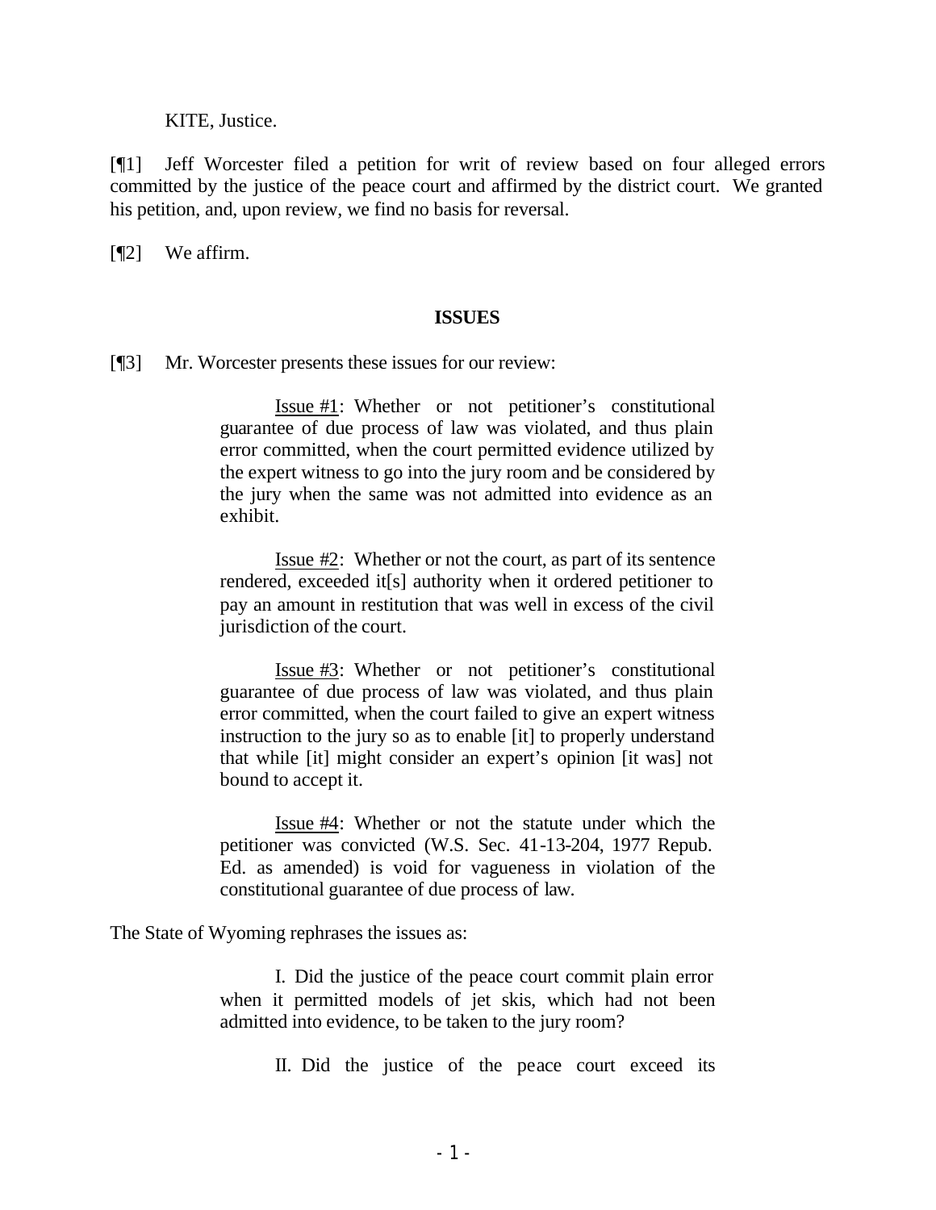KITE, Justice.

[¶1] Jeff Worcester filed a petition for writ of review based on four alleged errors committed by the justice of the peace court and affirmed by the district court. We granted his petition, and, upon review, we find no basis for reversal.

[¶2] We affirm.

**ISSUES**

[¶3] Mr. Worcester presents these issues for our review:

> Issue #1: Whether or not petitioner's constitutional guarantee of due process of law was violated, and thus plain error committed, when the court permitted evidence utilized by the expert witness to go into the jury room and be considered by the jury when the same was not admitted into evidence as an exhibit.
>
> Issue #2: Whether or not the court, as part of its sentence rendered, exceeded it[s] authority when it ordered petitioner to pay an amount in restitution that was well in excess of the civil jurisdiction of the court.
>
> Issue #3: Whether or not petitioner's constitutional guarantee of due process of law was violated, and thus plain error committed, when the court failed to give an expert witness instruction to the jury so as to enable [it] to properly understand that while [it] might consider an expert's opinion [it was] not bound to accept it.
>
> Issue #4: Whether or not the statute under which the petitioner was convicted (W.S. Sec. 41-13-204, 1977 Repub. Ed. as amended) is void for vagueness in violation of the constitutional guarantee of due process of law.

The State of Wyoming rephrases the issues as:

> I. Did the justice of the peace court commit plain error when it permitted models of jet skis, which had not been admitted into evidence, to be taken to the jury room?
>
> II. Did the justice of the peace court exceed its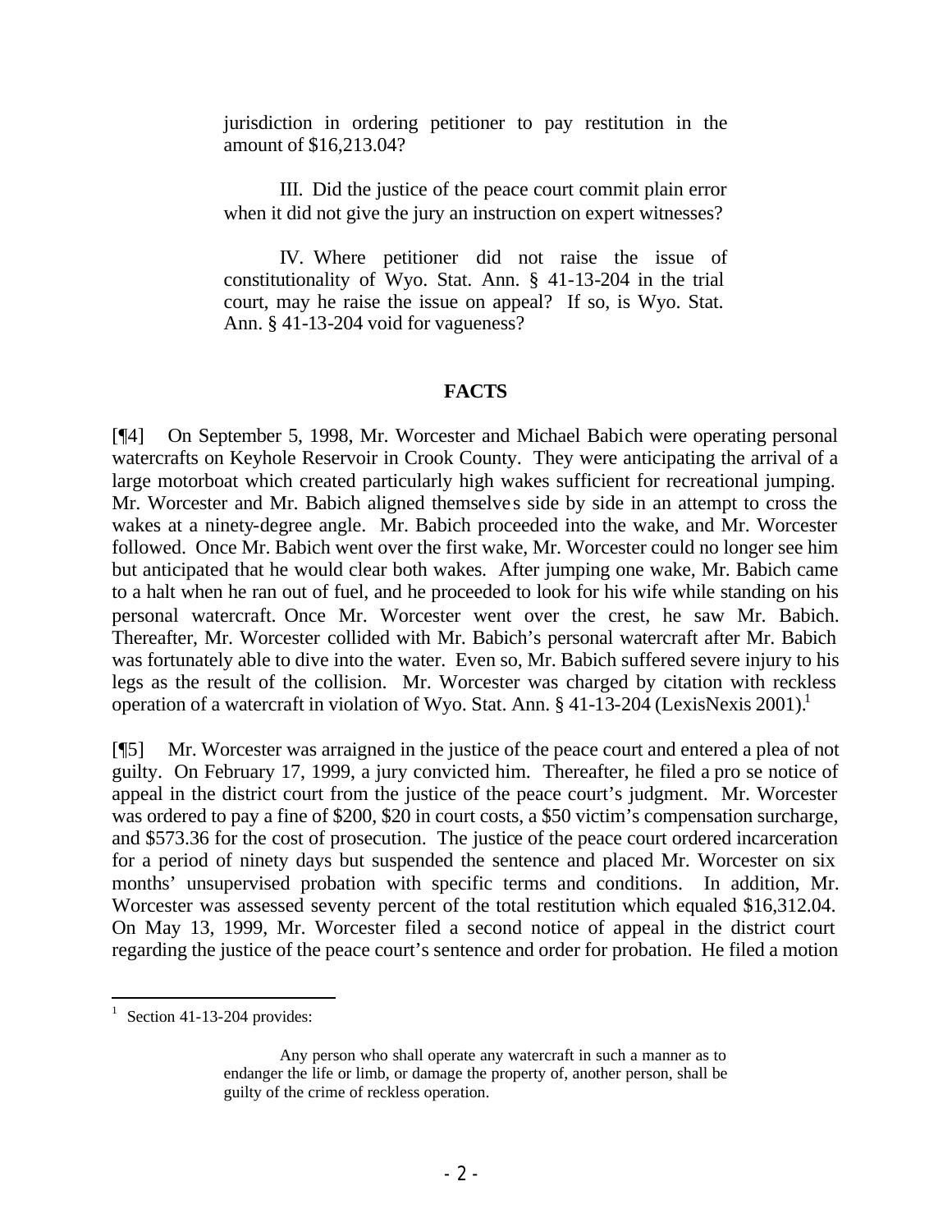jurisdiction in ordering petitioner to pay restitution in the amount of $16,213.04?

III. Did the justice of the peace court commit plain error when it did not give the jury an instruction on expert witnesses?

IV. Where petitioner did not raise the issue of constitutionality of Wyo. Stat. Ann. § 41-13-204 in the trial court, may he raise the issue on appeal? If so, is Wyo. Stat. Ann. § 41-13-204 void for vagueness?

## FACTS

[¶4] On September 5, 1998, Mr. Worcester and Michael Babich were operating personal watercrafts on Keyhole Reservoir in Crook County. They were anticipating the arrival of a large motorboat which created particularly high wakes sufficient for recreational jumping. Mr. Worcester and Mr. Babich aligned themselves side by side in an attempt to cross the wakes at a ninety-degree angle. Mr. Babich proceeded into the wake, and Mr. Worcester followed. Once Mr. Babich went over the first wake, Mr. Worcester could no longer see him but anticipated that he would clear both wakes. After jumping one wake, Mr. Babich came to a halt when he ran out of fuel, and he proceeded to look for his wife while standing on his personal watercraft. Once Mr. Worcester went over the crest, he saw Mr. Babich. Thereafter, Mr. Worcester collided with Mr. Babich's personal watercraft after Mr. Babich was fortunately able to dive into the water. Even so, Mr. Babich suffered severe injury to his legs as the result of the collision. Mr. Worcester was charged by citation with reckless operation of a watercraft in violation of Wyo. Stat. Ann. § 41-13-204 (LexisNexis 2001).[1]

[¶5] Mr. Worcester was arraigned in the justice of the peace court and entered a plea of not guilty. On February 17, 1999, a jury convicted him. Thereafter, he filed a pro se notice of appeal in the district court from the justice of the peace court's judgment. Mr. Worcester was ordered to pay a fine of $200, $20 in court costs, a $50 victim's compensation surcharge, and $573.36 for the cost of prosecution. The justice of the peace court ordered incarceration for a period of ninety days but suspended the sentence and placed Mr. Worcester on six months' unsupervised probation with specific terms and conditions. In addition, Mr. Worcester was assessed seventy percent of the total restitution which equaled $16,312.04. On May 13, 1999, Mr. Worcester filed a second notice of appeal in the district court regarding the justice of the peace court's sentence and order for probation. He filed a motion

---

[1] Section 41-13-204 provides:

> Any person who shall operate any watercraft in such a manner as to endanger the life or limb, or damage the property of, another person, shall be guilty of the crime of reckless operation.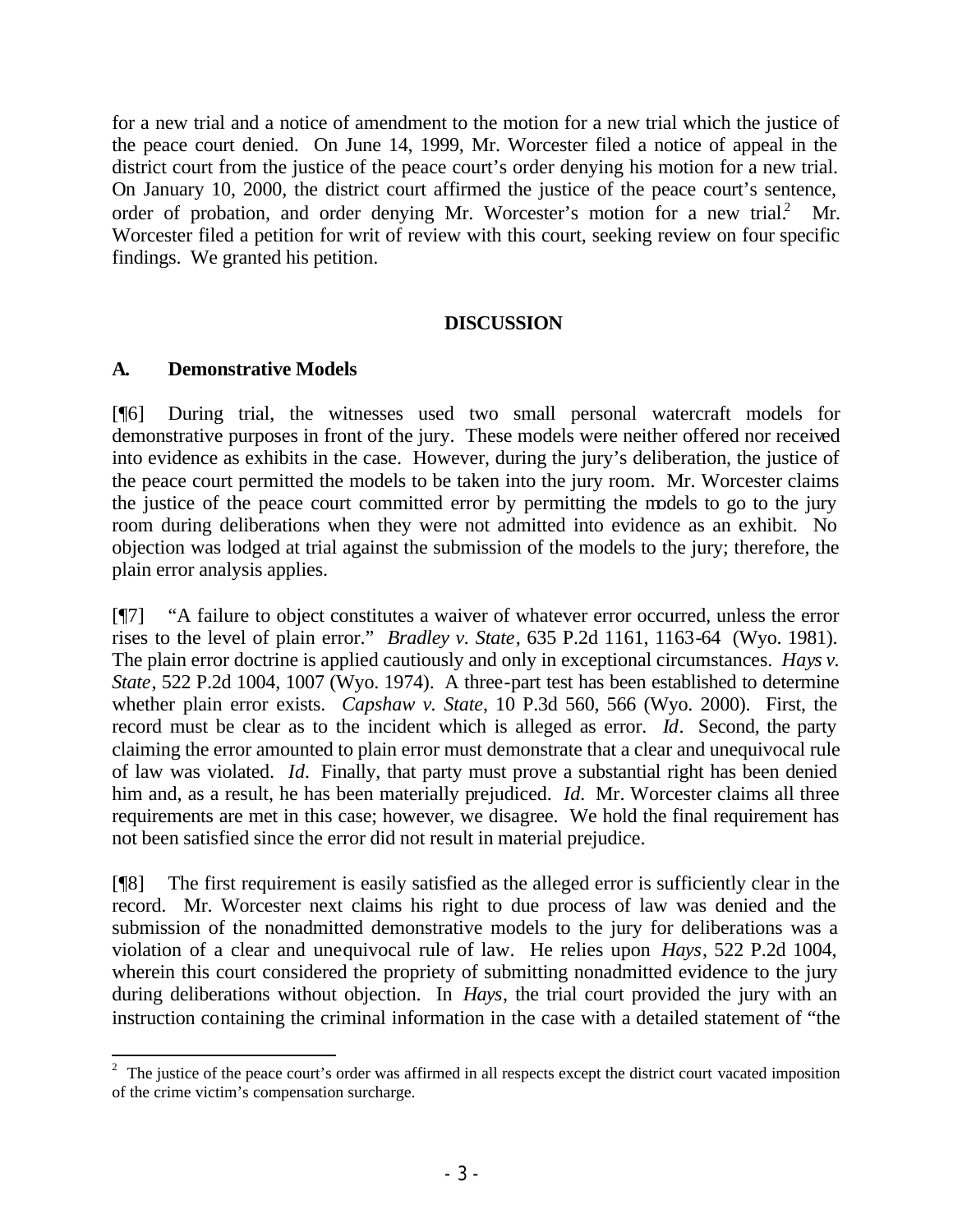for a new trial and a notice of amendment to the motion for a new trial which the justice of the peace court denied. On June 14, 1999, Mr. Worcester filed a notice of appeal in the district court from the justice of the peace court's order denying his motion for a new trial. On January 10, 2000, the district court affirmed the justice of the peace court's sentence, order of probation, and order denying Mr. Worcester's motion for a new trial.[2] Mr. Worcester filed a petition for writ of review with this court, seeking review on four specific findings. We granted his petition.

## DISCUSSION

### A. Demonstrative Models

[¶6] During trial, the witnesses used two small personal watercraft models for demonstrative purposes in front of the jury. These models were neither offered nor received into evidence as exhibits in the case. However, during the jury's deliberation, the justice of the peace court permitted the models to be taken into the jury room. Mr. Worcester claims the justice of the peace court committed error by permitting the models to go to the jury room during deliberations when they were not admitted into evidence as an exhibit. No objection was lodged at trial against the submission of the models to the jury; therefore, the plain error analysis applies.

[¶7] "A failure to object constitutes a waiver of whatever error occurred, unless the error rises to the level of plain error." *Bradley v. State*, 635 P.2d 1161, 1163-64 (Wyo. 1981). The plain error doctrine is applied cautiously and only in exceptional circumstances. *Hays v. State*, 522 P.2d 1004, 1007 (Wyo. 1974). A three-part test has been established to determine whether plain error exists. *Capshaw v. State*, 10 P.3d 560, 566 (Wyo. 2000). First, the record must be clear as to the incident which is alleged as error. *Id*. Second, the party claiming the error amounted to plain error must demonstrate that a clear and unequivocal rule of law was violated. *Id*. Finally, that party must prove a substantial right has been denied him and, as a result, he has been materially prejudiced. *Id*. Mr. Worcester claims all three requirements are met in this case; however, we disagree. We hold the final requirement has not been satisfied since the error did not result in material prejudice.

[¶8] The first requirement is easily satisfied as the alleged error is sufficiently clear in the record. Mr. Worcester next claims his right to due process of law was denied and the submission of the nonadmitted demonstrative models to the jury for deliberations was a violation of a clear and unequivocal rule of law. He relies upon *Hays*, 522 P.2d 1004, wherein this court considered the propriety of submitting nonadmitted evidence to the jury during deliberations without objection. In *Hays*, the trial court provided the jury with an instruction containing the criminal information in the case with a detailed statement of "the

[2] The justice of the peace court's order was affirmed in all respects except the district court vacated imposition of the crime victim's compensation surcharge.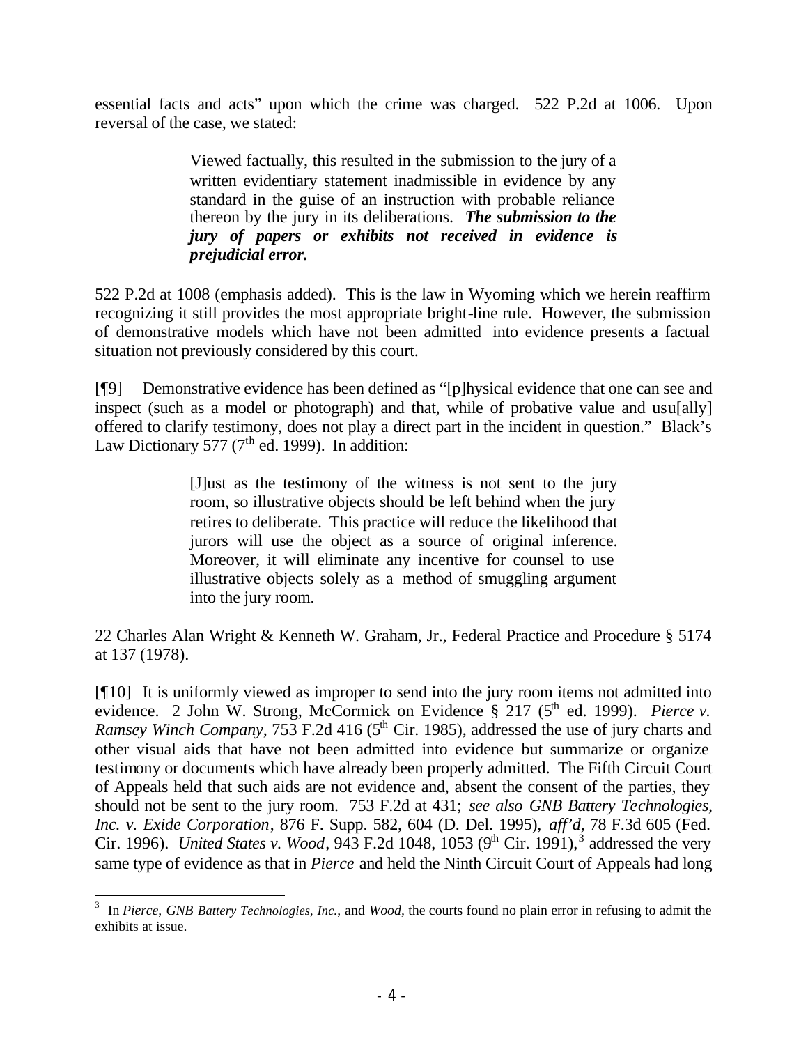essential facts and acts" upon which the crime was charged. 522 P.2d at 1006. Upon reversal of the case, we stated:

> Viewed factually, this resulted in the submission to the jury of a written evidentiary statement inadmissible in evidence by any standard in the guise of an instruction with probable reliance thereon by the jury in its deliberations. ***The submission to the jury of papers or exhibits not received in evidence is prejudicial error.***

522 P.2d at 1008 (emphasis added). This is the law in Wyoming which we herein reaffirm recognizing it still provides the most appropriate bright-line rule. However, the submission of demonstrative models which have not been admitted into evidence presents a factual situation not previously considered by this court.

[¶9] Demonstrative evidence has been defined as "[p]hysical evidence that one can see and inspect (such as a model or photograph) and that, while of probative value and usu[ally] offered to clarify testimony, does not play a direct part in the incident in question." Black's Law Dictionary 577 (7th ed. 1999). In addition:

> [J]ust as the testimony of the witness is not sent to the jury room, so illustrative objects should be left behind when the jury retires to deliberate. This practice will reduce the likelihood that jurors will use the object as a source of original inference. Moreover, it will eliminate any incentive for counsel to use illustrative objects solely as a method of smuggling argument into the jury room.

22 Charles Alan Wright & Kenneth W. Graham, Jr., Federal Practice and Procedure § 5174 at 137 (1978).

[¶10] It is uniformly viewed as improper to send into the jury room items not admitted into evidence. 2 John W. Strong, McCormick on Evidence § 217 (5th ed. 1999). *Pierce v. Ramsey Winch Company*, 753 F.2d 416 (5th Cir. 1985), addressed the use of jury charts and other visual aids that have not been admitted into evidence but summarize or organize testimony or documents which have already been properly admitted. The Fifth Circuit Court of Appeals held that such aids are not evidence and, absent the consent of the parties, they should not be sent to the jury room. 753 F.2d at 431; *see also GNB Battery Technologies, Inc. v. Exide Corporation*, 876 F. Supp. 582, 604 (D. Del. 1995), *aff'd*, 78 F.3d 605 (Fed. Cir. 1996). *United States v. Wood*, 943 F.2d 1048, 1053 (9th Cir. 1991),[3] addressed the very same type of evidence as that in *Pierce* and held the Ninth Circuit Court of Appeals had long

---

[3] In *Pierce*, *GNB Battery Technologies, Inc.*, and *Wood*, the courts found no plain error in refusing to admit the exhibits at issue.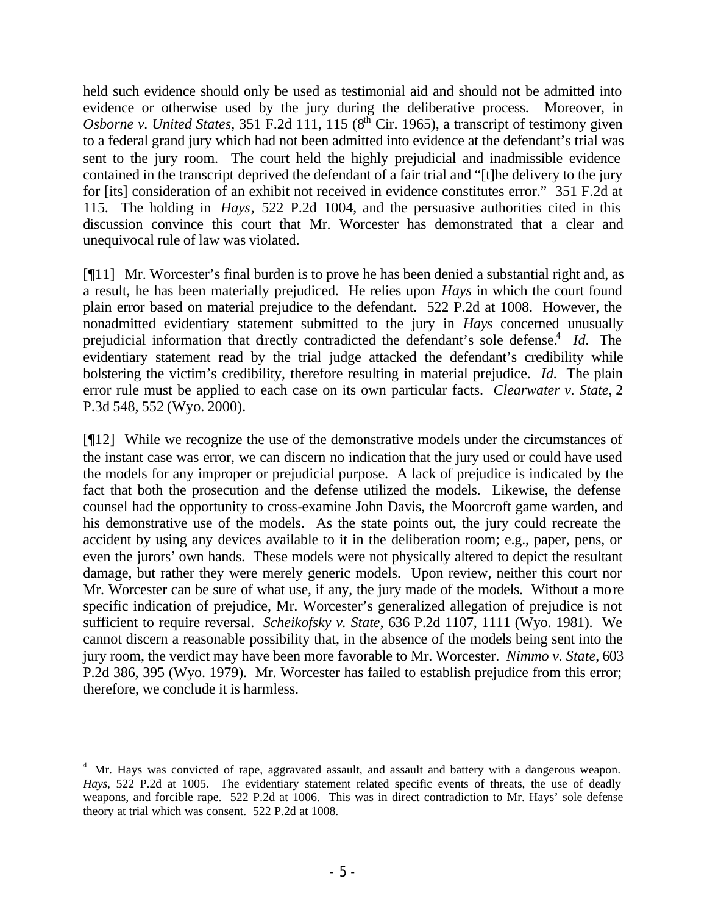held such evidence should only be used as testimonial aid and should not be admitted into evidence or otherwise used by the jury during the deliberative process. Moreover, in *Osborne v. United States*, 351 F.2d 111, 115 (8th Cir. 1965), a transcript of testimony given to a federal grand jury which had not been admitted into evidence at the defendant's trial was sent to the jury room. The court held the highly prejudicial and inadmissible evidence contained in the transcript deprived the defendant of a fair trial and "[t]he delivery to the jury for [its] consideration of an exhibit not received in evidence constitutes error." 351 F.2d at 115. The holding in *Hays*, 522 P.2d 1004, and the persuasive authorities cited in this discussion convince this court that Mr. Worcester has demonstrated that a clear and unequivocal rule of law was violated.

[¶11] Mr. Worcester's final burden is to prove he has been denied a substantial right and, as a result, he has been materially prejudiced. He relies upon *Hays* in which the court found plain error based on material prejudice to the defendant. 522 P.2d at 1008. However, the nonadmitted evidentiary statement submitted to the jury in *Hays* concerned unusually prejudicial information that directly contradicted the defendant's sole defense.[4] *Id.* The evidentiary statement read by the trial judge attacked the defendant's credibility while bolstering the victim's credibility, therefore resulting in material prejudice. *Id.* The plain error rule must be applied to each case on its own particular facts. *Clearwater v. State*, 2 P.3d 548, 552 (Wyo. 2000).

[¶12] While we recognize the use of the demonstrative models under the circumstances of the instant case was error, we can discern no indication that the jury used or could have used the models for any improper or prejudicial purpose. A lack of prejudice is indicated by the fact that both the prosecution and the defense utilized the models. Likewise, the defense counsel had the opportunity to cross-examine John Davis, the Moorcroft game warden, and his demonstrative use of the models. As the state points out, the jury could recreate the accident by using any devices available to it in the deliberation room; e.g., paper, pens, or even the jurors' own hands. These models were not physically altered to depict the resultant damage, but rather they were merely generic models. Upon review, neither this court nor Mr. Worcester can be sure of what use, if any, the jury made of the models. Without a more specific indication of prejudice, Mr. Worcester's generalized allegation of prejudice is not sufficient to require reversal. *Scheikofsky v. State*, 636 P.2d 1107, 1111 (Wyo. 1981). We cannot discern a reasonable possibility that, in the absence of the models being sent into the jury room, the verdict may have been more favorable to Mr. Worcester. *Nimmo v. State*, 603 P.2d 386, 395 (Wyo. 1979). Mr. Worcester has failed to establish prejudice from this error; therefore, we conclude it is harmless.

---

[4] Mr. Hays was convicted of rape, aggravated assault, and assault and battery with a dangerous weapon. *Hays*, 522 P.2d at 1005. The evidentiary statement related specific events of threats, the use of deadly weapons, and forcible rape. 522 P.2d at 1006. This was in direct contradiction to Mr. Hays' sole defense theory at trial which was consent. 522 P.2d at 1008.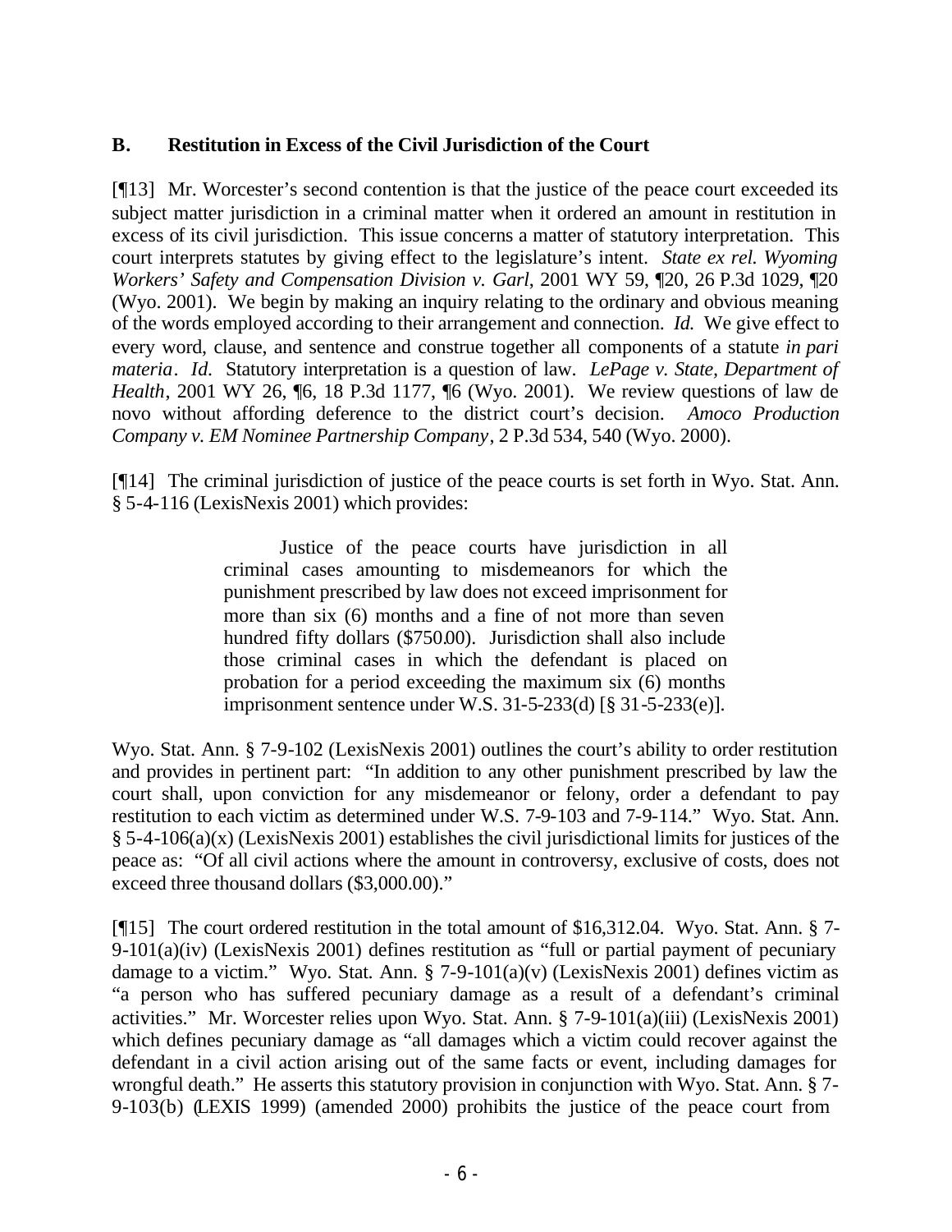## B. Restitution in Excess of the Civil Jurisdiction of the Court

[¶13] Mr. Worcester's second contention is that the justice of the peace court exceeded its subject matter jurisdiction in a criminal matter when it ordered an amount in restitution in excess of its civil jurisdiction. This issue concerns a matter of statutory interpretation. This court interprets statutes by giving effect to the legislature's intent. *State ex rel. Wyoming Workers' Safety and Compensation Division v. Garl*, 2001 WY 59, ¶20, 26 P.3d 1029, ¶20 (Wyo. 2001). We begin by making an inquiry relating to the ordinary and obvious meaning of the words employed according to their arrangement and connection. *Id.* We give effect to every word, clause, and sentence and construe together all components of a statute *in pari materia*. *Id.* Statutory interpretation is a question of law. *LePage v. State, Department of Health*, 2001 WY 26, ¶6, 18 P.3d 1177, ¶6 (Wyo. 2001). We review questions of law de novo without affording deference to the district court's decision. *Amoco Production Company v. EM Nominee Partnership Company*, 2 P.3d 534, 540 (Wyo. 2000).

[¶14] The criminal jurisdiction of justice of the peace courts is set forth in Wyo. Stat. Ann. § 5-4-116 (LexisNexis 2001) which provides:

> Justice of the peace courts have jurisdiction in all criminal cases amounting to misdemeanors for which the punishment prescribed by law does not exceed imprisonment for more than six (6) months and a fine of not more than seven hundred fifty dollars ($750.00). Jurisdiction shall also include those criminal cases in which the defendant is placed on probation for a period exceeding the maximum six (6) months imprisonment sentence under W.S. 31-5-233(d) [§ 31-5-233(e)].

Wyo. Stat. Ann. § 7-9-102 (LexisNexis 2001) outlines the court's ability to order restitution and provides in pertinent part: "In addition to any other punishment prescribed by law the court shall, upon conviction for any misdemeanor or felony, order a defendant to pay restitution to each victim as determined under W.S. 7-9-103 and 7-9-114." Wyo. Stat. Ann. § 5-4-106(a)(x) (LexisNexis 2001) establishes the civil jurisdictional limits for justices of the peace as: "Of all civil actions where the amount in controversy, exclusive of costs, does not exceed three thousand dollars ($3,000.00)."

[¶15] The court ordered restitution in the total amount of $16,312.04. Wyo. Stat. Ann. § 7-9-101(a)(iv) (LexisNexis 2001) defines restitution as "full or partial payment of pecuniary damage to a victim." Wyo. Stat. Ann. § 7-9-101(a)(v) (LexisNexis 2001) defines victim as "a person who has suffered pecuniary damage as a result of a defendant's criminal activities." Mr. Worcester relies upon Wyo. Stat. Ann. § 7-9-101(a)(iii) (LexisNexis 2001) which defines pecuniary damage as "all damages which a victim could recover against the defendant in a civil action arising out of the same facts or event, including damages for wrongful death." He asserts this statutory provision in conjunction with Wyo. Stat. Ann. § 7-9-103(b) (LEXIS 1999) (amended 2000) prohibits the justice of the peace court from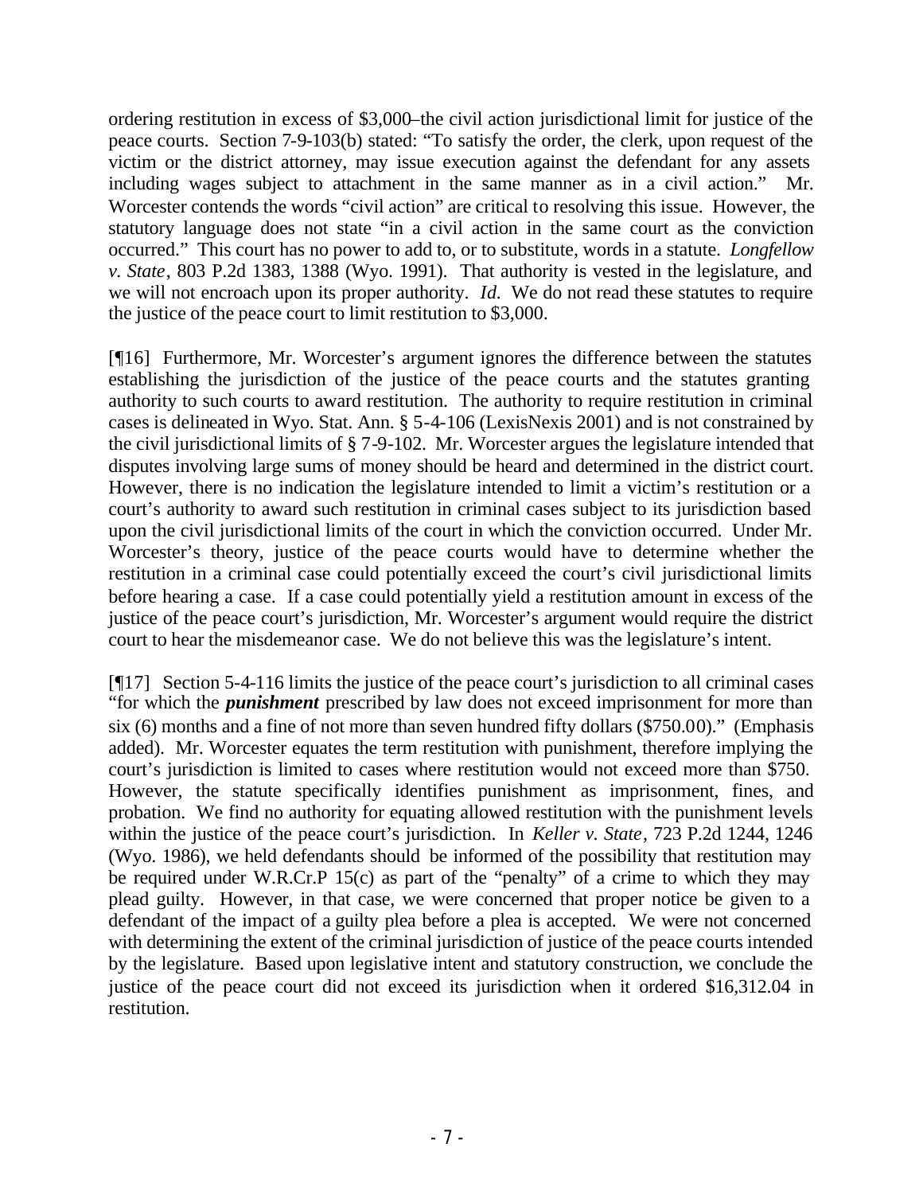ordering restitution in excess of $3,000–the civil action jurisdictional limit for justice of the peace courts. Section 7-9-103(b) stated: "To satisfy the order, the clerk, upon request of the victim or the district attorney, may issue execution against the defendant for any assets including wages subject to attachment in the same manner as in a civil action." Mr. Worcester contends the words "civil action" are critical to resolving this issue. However, the statutory language does not state "in a civil action in the same court as the conviction occurred." This court has no power to add to, or to substitute, words in a statute. *Longfellow v. State*, 803 P.2d 1383, 1388 (Wyo. 1991). That authority is vested in the legislature, and we will not encroach upon its proper authority. *Id.* We do not read these statutes to require the justice of the peace court to limit restitution to $3,000.

[¶16] Furthermore, Mr. Worcester's argument ignores the difference between the statutes establishing the jurisdiction of the justice of the peace courts and the statutes granting authority to such courts to award restitution. The authority to require restitution in criminal cases is delineated in Wyo. Stat. Ann. § 5-4-106 (LexisNexis 2001) and is not constrained by the civil jurisdictional limits of § 7-9-102. Mr. Worcester argues the legislature intended that disputes involving large sums of money should be heard and determined in the district court. However, there is no indication the legislature intended to limit a victim's restitution or a court's authority to award such restitution in criminal cases subject to its jurisdiction based upon the civil jurisdictional limits of the court in which the conviction occurred. Under Mr. Worcester's theory, justice of the peace courts would have to determine whether the restitution in a criminal case could potentially exceed the court's civil jurisdictional limits before hearing a case. If a case could potentially yield a restitution amount in excess of the justice of the peace court's jurisdiction, Mr. Worcester's argument would require the district court to hear the misdemeanor case. We do not believe this was the legislature's intent.

[¶17] Section 5-4-116 limits the justice of the peace court's jurisdiction to all criminal cases "for which the ***punishment*** prescribed by law does not exceed imprisonment for more than six (6) months and a fine of not more than seven hundred fifty dollars ($750.00)." (Emphasis added). Mr. Worcester equates the term restitution with punishment, therefore implying the court's jurisdiction is limited to cases where restitution would not exceed more than $750. However, the statute specifically identifies punishment as imprisonment, fines, and probation. We find no authority for equating allowed restitution with the punishment levels within the justice of the peace court's jurisdiction. In *Keller v. State*, 723 P.2d 1244, 1246 (Wyo. 1986), we held defendants should be informed of the possibility that restitution may be required under W.R.Cr.P 15(c) as part of the "penalty" of a crime to which they may plead guilty. However, in that case, we were concerned that proper notice be given to a defendant of the impact of a guilty plea before a plea is accepted. We were not concerned with determining the extent of the criminal jurisdiction of justice of the peace courts intended by the legislature. Based upon legislative intent and statutory construction, we conclude the justice of the peace court did not exceed its jurisdiction when it ordered $16,312.04 in restitution.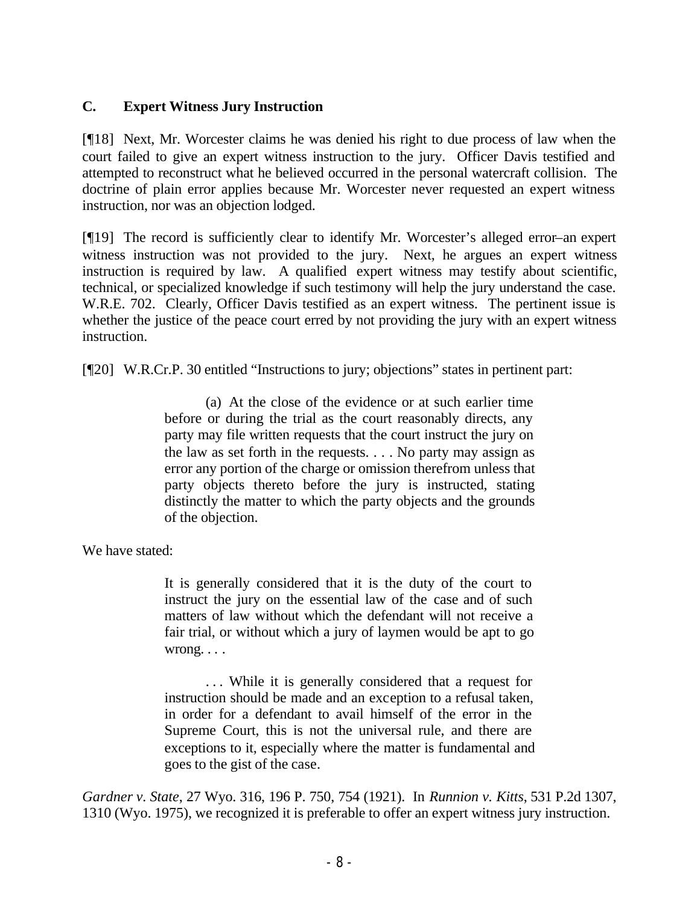### C. Expert Witness Jury Instruction

[¶18] Next, Mr. Worcester claims he was denied his right to due process of law when the court failed to give an expert witness instruction to the jury. Officer Davis testified and attempted to reconstruct what he believed occurred in the personal watercraft collision. The doctrine of plain error applies because Mr. Worcester never requested an expert witness instruction, nor was an objection lodged.

[¶19] The record is sufficiently clear to identify Mr. Worcester's alleged error–an expert witness instruction was not provided to the jury. Next, he argues an expert witness instruction is required by law. A qualified expert witness may testify about scientific, technical, or specialized knowledge if such testimony will help the jury understand the case. W.R.E. 702. Clearly, Officer Davis testified as an expert witness. The pertinent issue is whether the justice of the peace court erred by not providing the jury with an expert witness instruction.

[¶20] W.R.Cr.P. 30 entitled "Instructions to jury; objections" states in pertinent part:

> (a) At the close of the evidence or at such earlier time before or during the trial as the court reasonably directs, any party may file written requests that the court instruct the jury on the law as set forth in the requests. . . . No party may assign as error any portion of the charge or omission therefrom unless that party objects thereto before the jury is instructed, stating distinctly the matter to which the party objects and the grounds of the objection.

We have stated:

> It is generally considered that it is the duty of the court to instruct the jury on the essential law of the case and of such matters of law without which the defendant will not receive a fair trial, or without which a jury of laymen would be apt to go wrong. . . .
>
> . . . While it is generally considered that a request for instruction should be made and an exception to a refusal taken, in order for a defendant to avail himself of the error in the Supreme Court, this is not the universal rule, and there are exceptions to it, especially where the matter is fundamental and goes to the gist of the case.

*Gardner v. State*, 27 Wyo. 316, 196 P. 750, 754 (1921). In *Runnion v. Kitts*, 531 P.2d 1307, 1310 (Wyo. 1975), we recognized it is preferable to offer an expert witness jury instruction.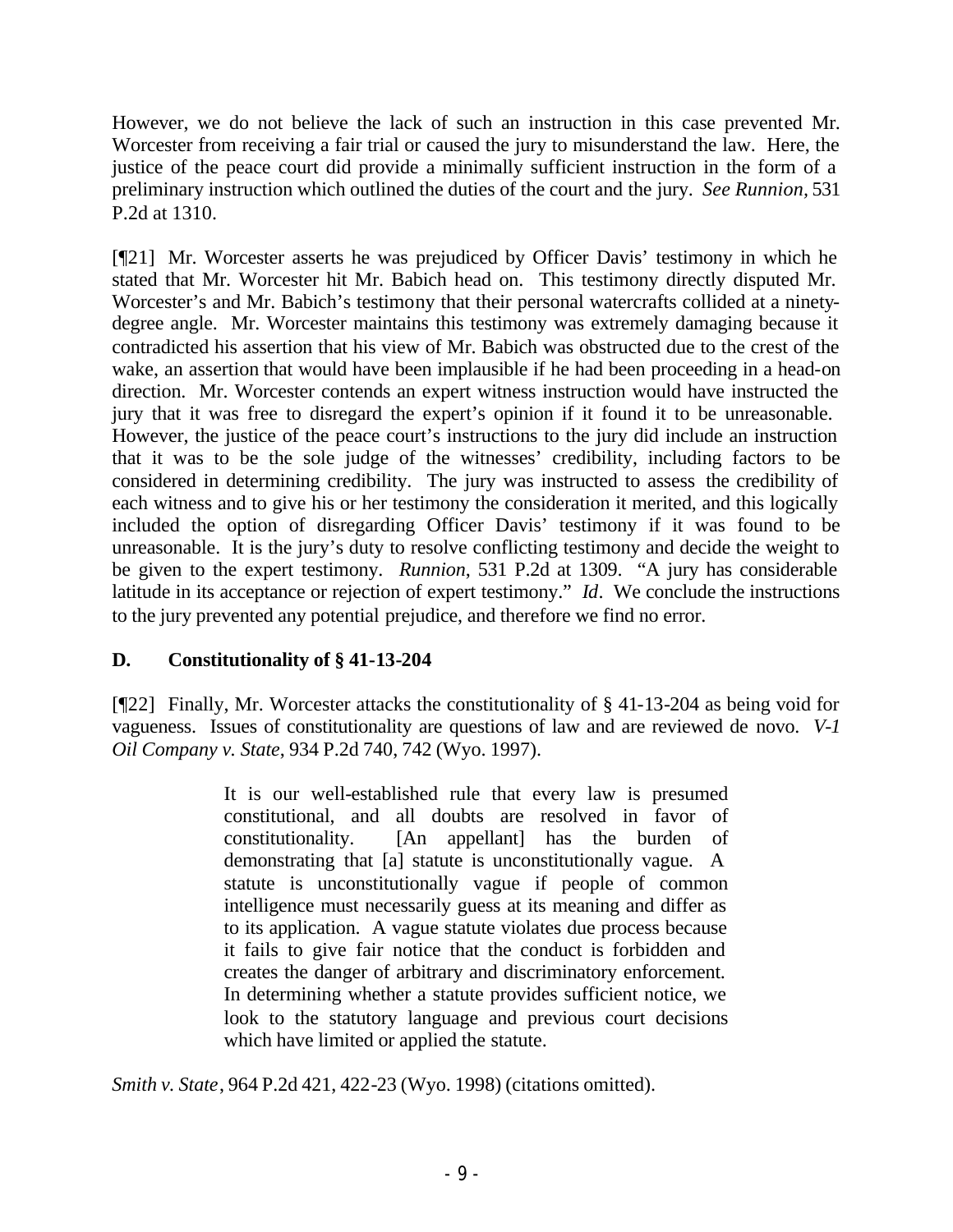However, we do not believe the lack of such an instruction in this case prevented Mr. Worcester from receiving a fair trial or caused the jury to misunderstand the law. Here, the justice of the peace court did provide a minimally sufficient instruction in the form of a preliminary instruction which outlined the duties of the court and the jury. *See Runnion*, 531 P.2d at 1310.

[¶21] Mr. Worcester asserts he was prejudiced by Officer Davis' testimony in which he stated that Mr. Worcester hit Mr. Babich head on. This testimony directly disputed Mr. Worcester's and Mr. Babich's testimony that their personal watercrafts collided at a ninety-degree angle. Mr. Worcester maintains this testimony was extremely damaging because it contradicted his assertion that his view of Mr. Babich was obstructed due to the crest of the wake, an assertion that would have been implausible if he had been proceeding in a head-on direction. Mr. Worcester contends an expert witness instruction would have instructed the jury that it was free to disregard the expert's opinion if it found it to be unreasonable. However, the justice of the peace court's instructions to the jury did include an instruction that it was to be the sole judge of the witnesses' credibility, including factors to be considered in determining credibility. The jury was instructed to assess the credibility of each witness and to give his or her testimony the consideration it merited, and this logically included the option of disregarding Officer Davis' testimony if it was found to be unreasonable. It is the jury's duty to resolve conflicting testimony and decide the weight to be given to the expert testimony. *Runnion*, 531 P.2d at 1309. "A jury has considerable latitude in its acceptance or rejection of expert testimony." *Id*. We conclude the instructions to the jury prevented any potential prejudice, and therefore we find no error.

### D. Constitutionality of § 41-13-204

[¶22] Finally, Mr. Worcester attacks the constitutionality of § 41-13-204 as being void for vagueness. Issues of constitutionality are questions of law and are reviewed de novo. *V-1 Oil Company v. State*, 934 P.2d 740, 742 (Wyo. 1997).

> It is our well-established rule that every law is presumed constitutional, and all doubts are resolved in favor of constitutionality. [An appellant] has the burden of demonstrating that [a] statute is unconstitutionally vague. A statute is unconstitutionally vague if people of common intelligence must necessarily guess at its meaning and differ as to its application. A vague statute violates due process because it fails to give fair notice that the conduct is forbidden and creates the danger of arbitrary and discriminatory enforcement. In determining whether a statute provides sufficient notice, we look to the statutory language and previous court decisions which have limited or applied the statute.

*Smith v. State*, 964 P.2d 421, 422-23 (Wyo. 1998) (citations omitted).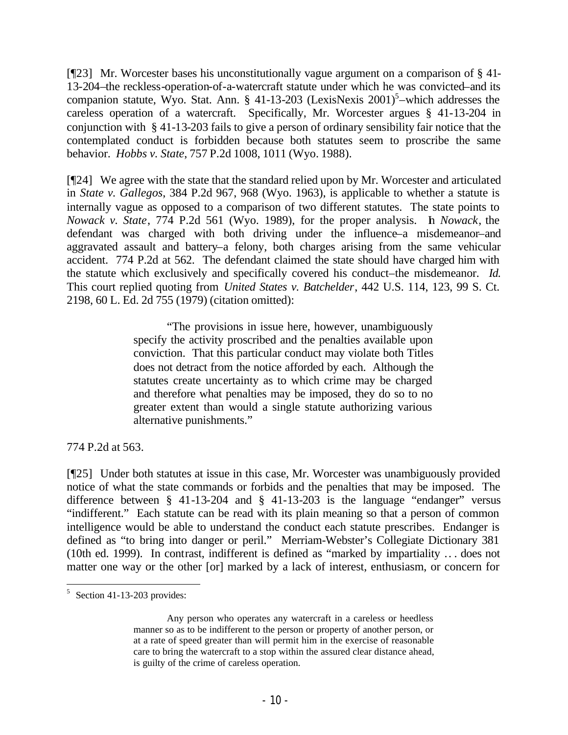[¶23] Mr. Worcester bases his unconstitutionally vague argument on a comparison of § 41-13-204–the reckless-operation-of-a-watercraft statute under which he was convicted–and its companion statute, Wyo. Stat. Ann. § 41-13-203 (LexisNexis 2001)[5]–which addresses the careless operation of a watercraft. Specifically, Mr. Worcester argues § 41-13-204 in conjunction with § 41-13-203 fails to give a person of ordinary sensibility fair notice that the contemplated conduct is forbidden because both statutes seem to proscribe the same behavior. *Hobbs v. State*, 757 P.2d 1008, 1011 (Wyo. 1988).

[¶24] We agree with the state that the standard relied upon by Mr. Worcester and articulated in *State v. Gallegos*, 384 P.2d 967, 968 (Wyo. 1963), is applicable to whether a statute is internally vague as opposed to a comparison of two different statutes. The state points to *Nowack v. State*, 774 P.2d 561 (Wyo. 1989), for the proper analysis. In *Nowack*, the defendant was charged with both driving under the influence–a misdemeanor–and aggravated assault and battery–a felony, both charges arising from the same vehicular accident. 774 P.2d at 562. The defendant claimed the state should have charged him with the statute which exclusively and specifically covered his conduct–the misdemeanor. *Id.* This court replied quoting from *United States v. Batchelder*, 442 U.S. 114, 123, 99 S. Ct. 2198, 60 L. Ed. 2d 755 (1979) (citation omitted):

> "The provisions in issue here, however, unambiguously specify the activity proscribed and the penalties available upon conviction. That this particular conduct may violate both Titles does not detract from the notice afforded by each. Although the statutes create uncertainty as to which crime may be charged and therefore what penalties may be imposed, they do so to no greater extent than would a single statute authorizing various alternative punishments."

774 P.2d at 563.

[¶25] Under both statutes at issue in this case, Mr. Worcester was unambiguously provided notice of what the state commands or forbids and the penalties that may be imposed. The difference between § 41-13-204 and § 41-13-203 is the language "endanger" versus "indifferent." Each statute can be read with its plain meaning so that a person of common intelligence would be able to understand the conduct each statute prescribes. Endanger is defined as "to bring into danger or peril." Merriam-Webster's Collegiate Dictionary 381 (10th ed. 1999). In contrast, indifferent is defined as "marked by impartiality . . . does not matter one way or the other [or] marked by a lack of interest, enthusiasm, or concern for

---

[5] Section 41-13-203 provides:

> Any person who operates any watercraft in a careless or heedless manner so as to be indifferent to the person or property of another person, or at a rate of speed greater than will permit him in the exercise of reasonable care to bring the watercraft to a stop within the assured clear distance ahead, is guilty of the crime of careless operation.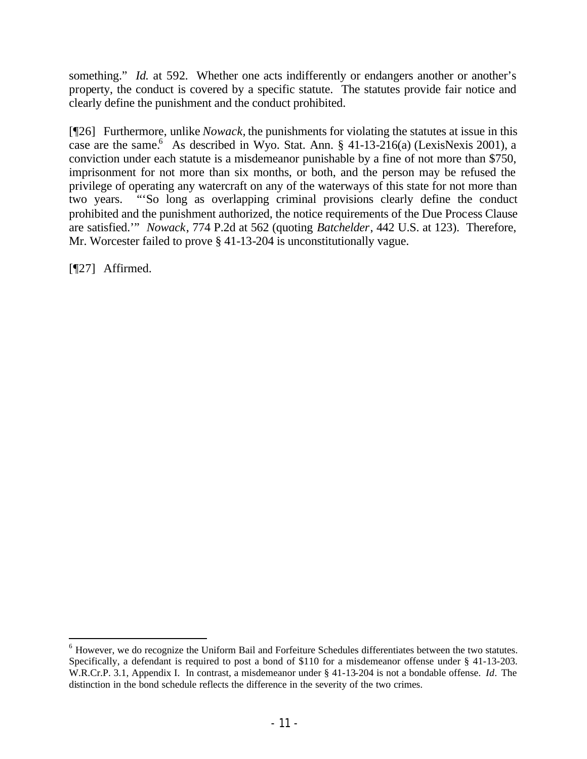something." *Id.* at 592. Whether one acts indifferently or endangers another or another's property, the conduct is covered by a specific statute. The statutes provide fair notice and clearly define the punishment and the conduct prohibited.

[¶26] Furthermore, unlike *Nowack,* the punishments for violating the statutes at issue in this case are the same.[6] As described in Wyo. Stat. Ann. § 41-13-216(a) (LexisNexis 2001), a conviction under each statute is a misdemeanor punishable by a fine of not more than $750, imprisonment for not more than six months, or both, and the person may be refused the privilege of operating any watercraft on any of the waterways of this state for not more than two years. "'So long as overlapping criminal provisions clearly define the conduct prohibited and the punishment authorized, the notice requirements of the Due Process Clause are satisfied.'" *Nowack*, 774 P.2d at 562 (quoting *Batchelder*, 442 U.S. at 123). Therefore, Mr. Worcester failed to prove § 41-13-204 is unconstitutionally vague.

[¶27] Affirmed.

---

[6] However, we do recognize the Uniform Bail and Forfeiture Schedules differentiates between the two statutes. Specifically, a defendant is required to post a bond of $110 for a misdemeanor offense under § 41-13-203. W.R.Cr.P. 3.1, Appendix I. In contrast, a misdemeanor under § 41-13-204 is not a bondable offense. *Id*. The distinction in the bond schedule reflects the difference in the severity of the two crimes.